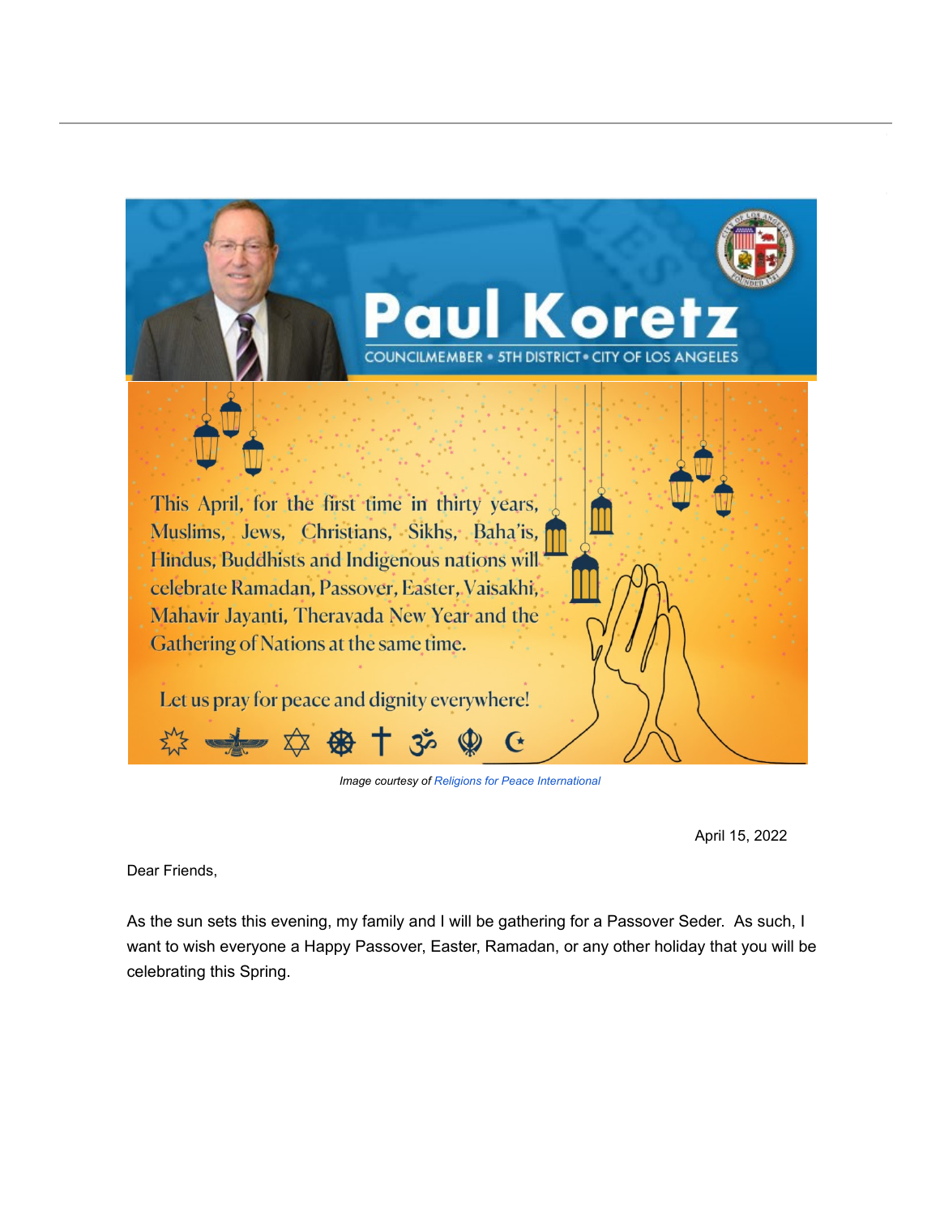# Paul Koretz

COUNCILMEMBER • 5TH DISTRICT • CITY OF LOS ANGELES

This April, for the first time in thirty years, Muslims, Jews, Christians, Sikhs, Baha'is, Hindus, Buddhists and Indigenous nations will celebrate Ramadan, Passover, Easter, Vaisakhi, Mahavir Jayanti, Theravada New Year and the Gathering of Nations at the same time.

Let us pray for peace and dignity everywhere!

*Image courtesy of Religions for Peace International*

April 15, 2022

Dear Friends,

As the sun sets this evening, my family and I will be gathering for a Passover Seder. As such, I want to wish everyone a Happy Passover, Easter, Ramadan, or any other holiday that you will be celebrating this Spring.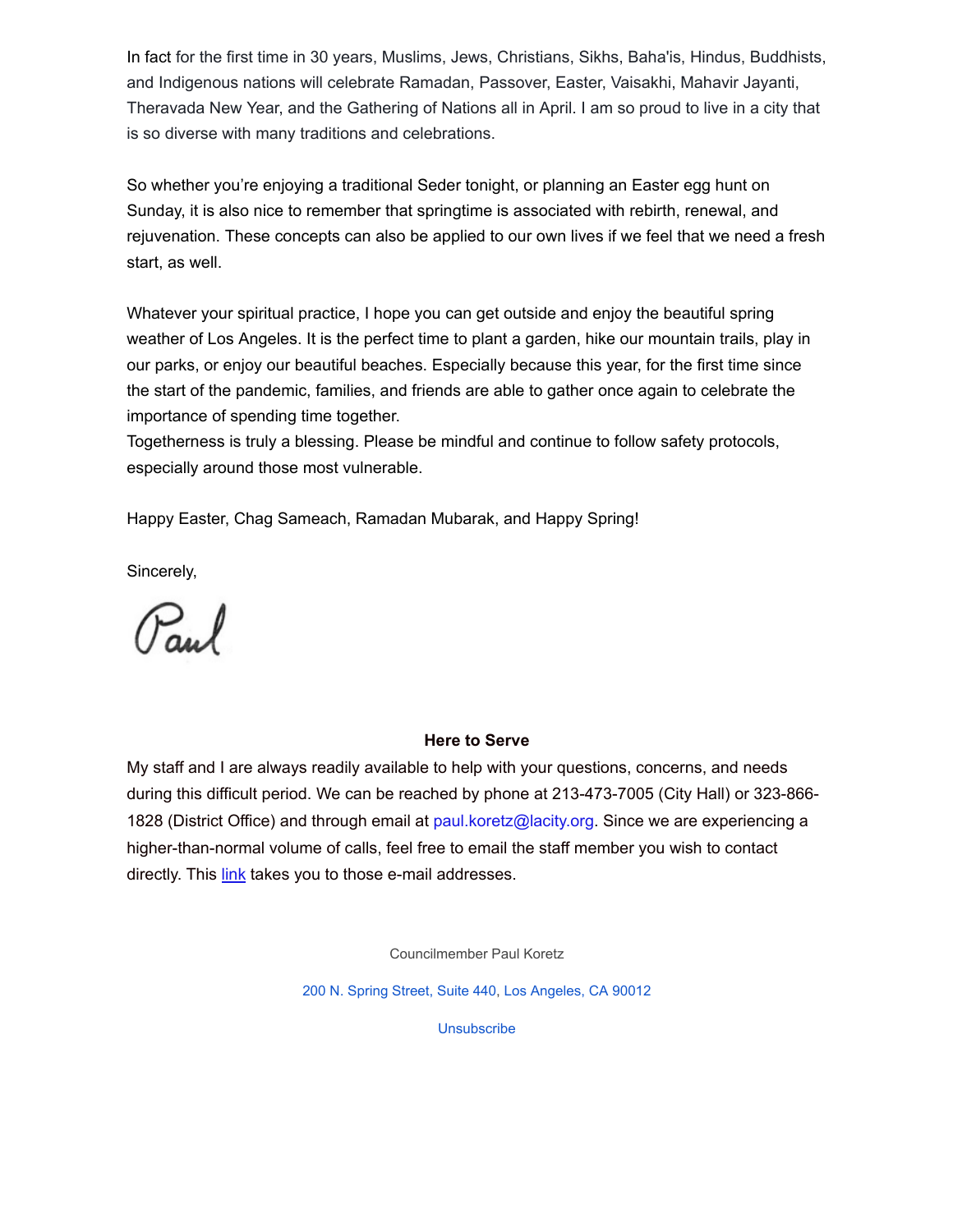In fact for the first time in 30 years, Muslims, Jews, Christians, Sikhs, Baha'is, Hindus, Buddhists, and Indigenous nations will celebrate Ramadan, Passover, Easter, Vaisakhi, Mahavir Jayanti, Theravada New Year, and the Gathering of Nations all in April. I am so proud to live in a city that is so diverse with many traditions and celebrations.

So whether you're enjoying a traditional Seder tonight, or planning an Easter egg hunt on Sunday, it is also nice to remember that springtime is associated with rebirth, renewal, and rejuvenation. These concepts can also be applied to our own lives if we feel that we need a fresh start, as well.

Whatever your spiritual practice, I hope you can get outside and enjoy the beautiful spring weather of Los Angeles. It is the perfect time to plant a garden, hike our mountain trails, play in our parks, or enjoy our beautiful beaches. Especially because this year, for the first time since the start of the pandemic, families, and friends are able to gather once again to celebrate the importance of spending time together.
Togetherness is truly a blessing. Please be mindful and continue to follow safety protocols, especially around those most vulnerable.

Happy Easter, Chag Sameach, Ramadan Mubarak, and Happy Spring!

Sincerely,

Paul

**Here to Serve**

My staff and I are always readily available to help with your questions, concerns, and needs during this difficult period. We can be reached by phone at 213-473-7005 (City Hall) or 323-866-1828 (District Office) and through email at paul.koretz@lacity.org. Since we are experiencing a higher-than-normal volume of calls, feel free to email the staff member you wish to contact directly. This link takes you to those e-mail addresses.

Councilmember Paul Koretz

200 N. Spring Street, Suite 440, Los Angeles, CA 90012

Unsubscribe